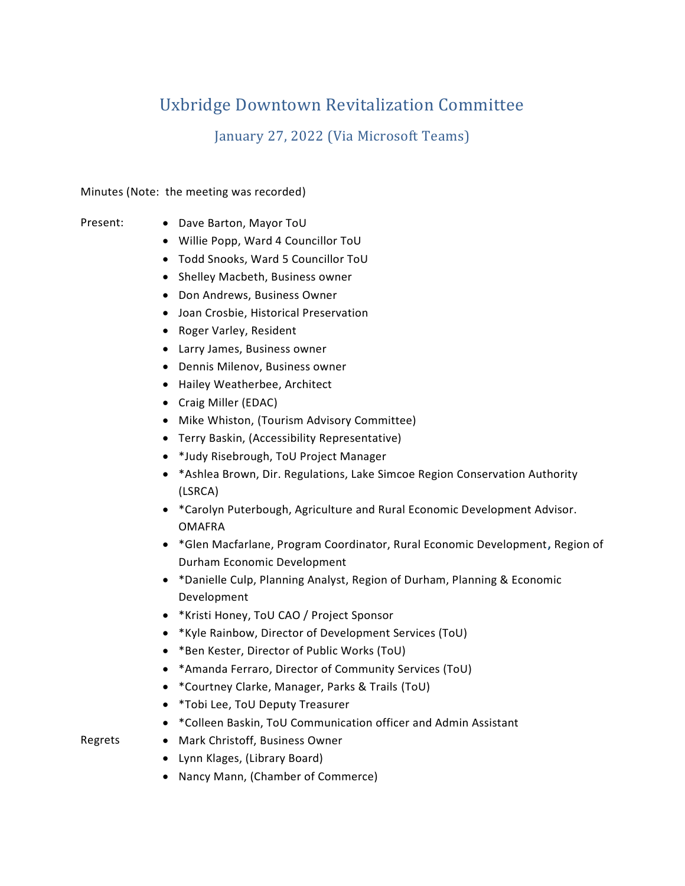# Uxbridge Downtown Revitalization Committee

## January 27, 2022 (Via Microsoft Teams)

Minutes (Note: the meeting was recorded)

Present:

- Dave Barton, Mayor ToU
- Willie Popp, Ward 4 Councillor ToU
- Todd Snooks, Ward 5 Councillor ToU
- Shelley Macbeth, Business owner
- Don Andrews, Business Owner
- Joan Crosbie, Historical Preservation
- Roger Varley, Resident
- Larry James, Business owner
- Dennis Milenov, Business owner
- Hailey Weatherbee, Architect
- Craig Miller (EDAC)
- Mike Whiston, (Tourism Advisory Committee)
- Terry Baskin, (Accessibility Representative)
- *Judy Risebrough, ToU Project Manager
- *Ashlea Brown, Dir. Regulations, Lake Simcoe Region Conservation Authority (LSRCA)
- *Carolyn Puterbough, Agriculture and Rural Economic Development Advisor. OMAFRA
- *Glen Macfarlane, Program Coordinator, Rural Economic Development, Region of Durham Economic Development
- *Danielle Culp, Planning Analyst, Region of Durham, Planning & Economic Development
- *Kristi Honey, ToU CAO / Project Sponsor
- *Kyle Rainbow, Director of Development Services (ToU)
- *Ben Kester, Director of Public Works (ToU)
- *Amanda Ferraro, Director of Community Services (ToU)
- *Courtney Clarke, Manager, Parks & Trails (ToU)
- *Tobi Lee, ToU Deputy Treasurer
- *Colleen Baskin, ToU Communication officer and Admin Assistant

Regrets

- Mark Christoff, Business Owner
- Lynn Klages, (Library Board)
- Nancy Mann, (Chamber of Commerce)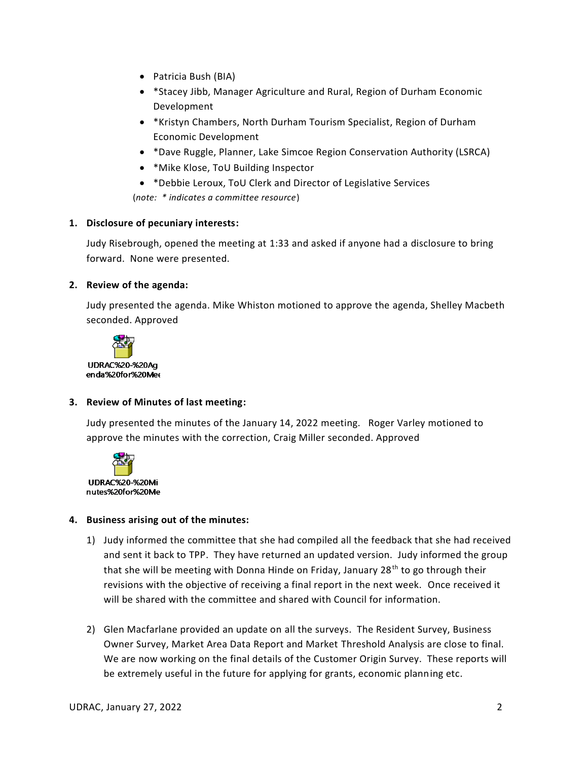- Patricia Bush (BIA)
- *Stacey Jibb, Manager Agriculture and Rural, Region of Durham Economic Development
- *Kristyn Chambers, North Durham Tourism Specialist, Region of Durham Economic Development
- *Dave Ruggle, Planner, Lake Simcoe Region Conservation Authority (LSRCA)
- *Mike Klose, ToU Building Inspector
- *Debbie Leroux, ToU Clerk and Director of Legislative Services

(*note: * indicates a committee resource*)

**1. Disclosure of pecuniary interests:**

Judy Risebrough, opened the meeting at 1:33 and asked if anyone had a disclosure to bring forward. None were presented.

**2. Review of the agenda:**

Judy presented the agenda. Mike Whiston motioned to approve the agenda, Shelley Macbeth seconded. Approved

UDRAC%20-%20Agenda%20for%20Mee

**3. Review of Minutes of last meeting:**

Judy presented the minutes of the January 14, 2022 meeting. Roger Varley motioned to approve the minutes with the correction, Craig Miller seconded. Approved

UDRAC%20-%20Minutes%20for%20Me

**4. Business arising out of the minutes:**

1) Judy informed the committee that she had compiled all the feedback that she had received and sent it back to TPP. They have returned an updated version. Judy informed the group that she will be meeting with Donna Hinde on Friday, January 28th to go through their revisions with the objective of receiving a final report in the next week. Once received it will be shared with the committee and shared with Council for information.

2) Glen Macfarlane provided an update on all the surveys. The Resident Survey, Business Owner Survey, Market Area Data Report and Market Threshold Analysis are close to final. We are now working on the final details of the Customer Origin Survey. These reports will be extremely useful in the future for applying for grants, economic planning etc.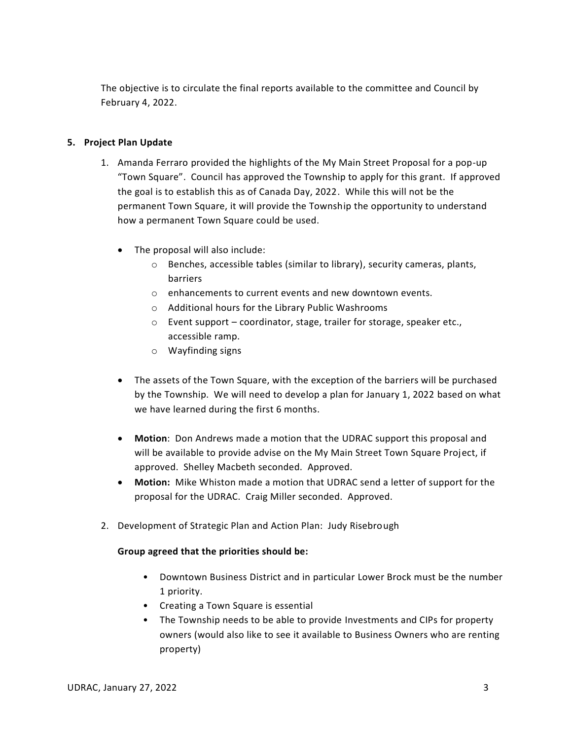The objective is to circulate the final reports available to the committee and Council by February 4, 2022.

**5. Project Plan Update**

1. Amanda Ferraro provided the highlights of the My Main Street Proposal for a pop-up "Town Square". Council has approved the Township to apply for this grant. If approved the goal is to establish this as of Canada Day, 2022. While this will not be the permanent Town Square, it will provide the Township the opportunity to understand how a permanent Town Square could be used.

   - The proposal will also include:
     - Benches, accessible tables (similar to library), security cameras, plants, barriers
     - enhancements to current events and new downtown events.
     - Additional hours for the Library Public Washrooms
     - Event support – coordinator, stage, trailer for storage, speaker etc., accessible ramp.
     - Wayfinding signs

   - The assets of the Town Square, with the exception of the barriers will be purchased by the Township. We will need to develop a plan for January 1, 2022 based on what we have learned during the first 6 months.

   - **Motion**: Don Andrews made a motion that the UDRAC support this proposal and will be available to provide advise on the My Main Street Town Square Project, if approved. Shelley Macbeth seconded. Approved.
   - **Motion:** Mike Whiston made a motion that UDRAC send a letter of support for the proposal for the UDRAC. Craig Miller seconded. Approved.

2. Development of Strategic Plan and Action Plan: Judy Risebrough

   **Group agreed that the priorities should be:**

   - Downtown Business District and in particular Lower Brock must be the number 1 priority.
   - Creating a Town Square is essential
   - The Township needs to be able to provide Investments and CIPs for property owners (would also like to see it available to Business Owners who are renting property)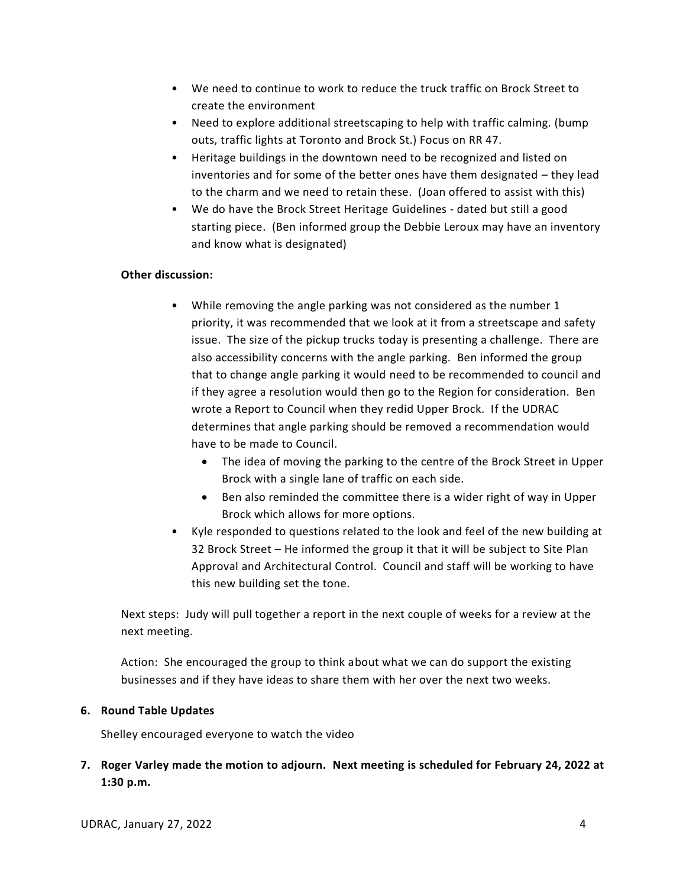- We need to continue to work to reduce the truck traffic on Brock Street to create the environment
- Need to explore additional streetscaping to help with traffic calming. (bump outs, traffic lights at Toronto and Brock St.) Focus on RR 47.
- Heritage buildings in the downtown need to be recognized and listed on inventories and for some of the better ones have them designated – they lead to the charm and we need to retain these. (Joan offered to assist with this)
- We do have the Brock Street Heritage Guidelines - dated but still a good starting piece. (Ben informed group the Debbie Leroux may have an inventory and know what is designated)

**Other discussion:**

- While removing the angle parking was not considered as the number 1 priority, it was recommended that we look at it from a streetscape and safety issue. The size of the pickup trucks today is presenting a challenge. There are also accessibility concerns with the angle parking. Ben informed the group that to change angle parking it would need to be recommended to council and if they agree a resolution would then go to the Region for consideration. Ben wrote a Report to Council when they redid Upper Brock. If the UDRAC determines that angle parking should be removed a recommendation would have to be made to Council.
  - The idea of moving the parking to the centre of the Brock Street in Upper Brock with a single lane of traffic on each side.
  - Ben also reminded the committee there is a wider right of way in Upper Brock which allows for more options.
- Kyle responded to questions related to the look and feel of the new building at 32 Brock Street – He informed the group it that it will be subject to Site Plan Approval and Architectural Control. Council and staff will be working to have this new building set the tone.

Next steps: Judy will pull together a report in the next couple of weeks for a review at the next meeting.

Action: She encouraged the group to think about what we can do support the existing businesses and if they have ideas to share them with her over the next two weeks.

**6. Round Table Updates**

Shelley encouraged everyone to watch the video

**7. Roger Varley made the motion to adjourn. Next meeting is scheduled for February 24, 2022 at 1:30 p.m.**